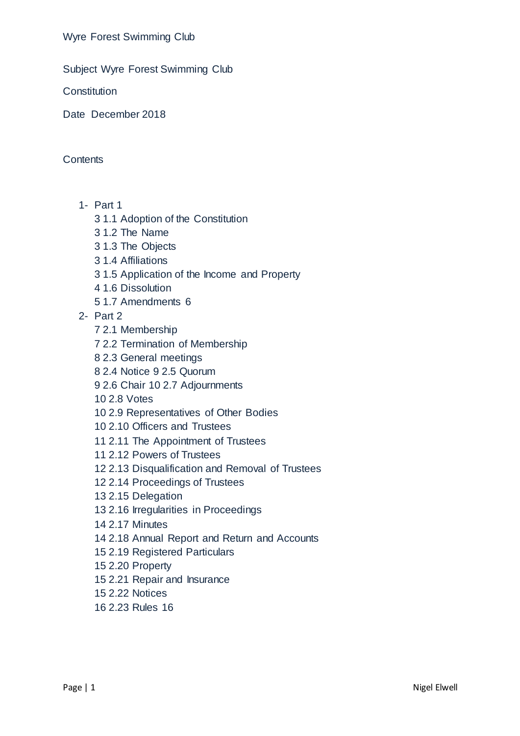Wyre Forest Swimming Club

Subject Wyre Forest Swimming Club

Constitution

Date December 2018

Contents

1- Part 1
   - 3 1.1 Adoption of the Constitution
   - 3 1.2 The Name
   - 3 1.3 The Objects
   - 3 1.4 Affiliations
   - 3 1.5 Application of the Income and Property
   - 4 1.6 Dissolution
   - 5 1.7 Amendments 6
2- Part 2
   - 7 2.1 Membership
   - 7 2.2 Termination of Membership
   - 8 2.3 General meetings
   - 8 2.4 Notice 9 2.5 Quorum
   - 9 2.6 Chair 10 2.7 Adjournments
   - 10 2.8 Votes
   - 10 2.9 Representatives of Other Bodies
   - 10 2.10 Officers and Trustees
   - 11 2.11 The Appointment of Trustees
   - 11 2.12 Powers of Trustees
   - 12 2.13 Disqualification and Removal of Trustees
   - 12 2.14 Proceedings of Trustees
   - 13 2.15 Delegation
   - 13 2.16 Irregularities in Proceedings
   - 14 2.17 Minutes
   - 14 2.18 Annual Report and Return and Accounts
   - 15 2.19 Registered Particulars
   - 15 2.20 Property
   - 15 2.21 Repair and Insurance
   - 15 2.22 Notices
   - 16 2.23 Rules 16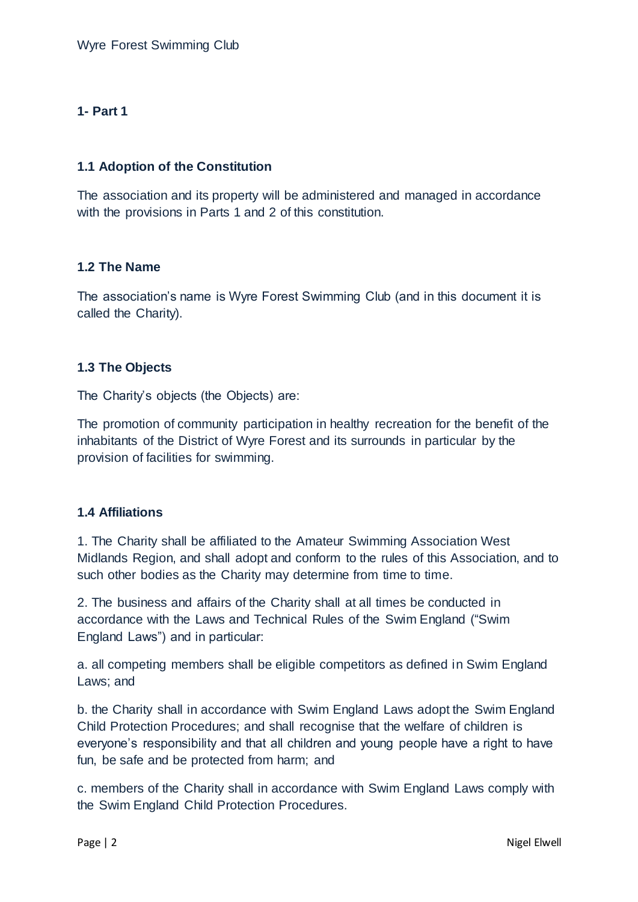## 1- Part 1

### 1.1 Adoption of the Constitution

The association and its property will be administered and managed in accordance with the provisions in Parts 1 and 2 of this constitution.

### 1.2 The Name

The association's name is Wyre Forest Swimming Club (and in this document it is called the Charity).

### 1.3 The Objects

The Charity's objects (the Objects) are:

The promotion of community participation in healthy recreation for the benefit of the inhabitants of the District of Wyre Forest and its surrounds in particular by the provision of facilities for swimming.

### 1.4 Affiliations

1. The Charity shall be affiliated to the Amateur Swimming Association West Midlands Region, and shall adopt and conform to the rules of this Association, and to such other bodies as the Charity may determine from time to time.

2. The business and affairs of the Charity shall at all times be conducted in accordance with the Laws and Technical Rules of the Swim England ("Swim England Laws") and in particular:

a. all competing members shall be eligible competitors as defined in Swim England Laws; and

b. the Charity shall in accordance with Swim England Laws adopt the Swim England Child Protection Procedures; and shall recognise that the welfare of children is everyone's responsibility and that all children and young people have a right to have fun, be safe and be protected from harm; and

c. members of the Charity shall in accordance with Swim England Laws comply with the Swim England Child Protection Procedures.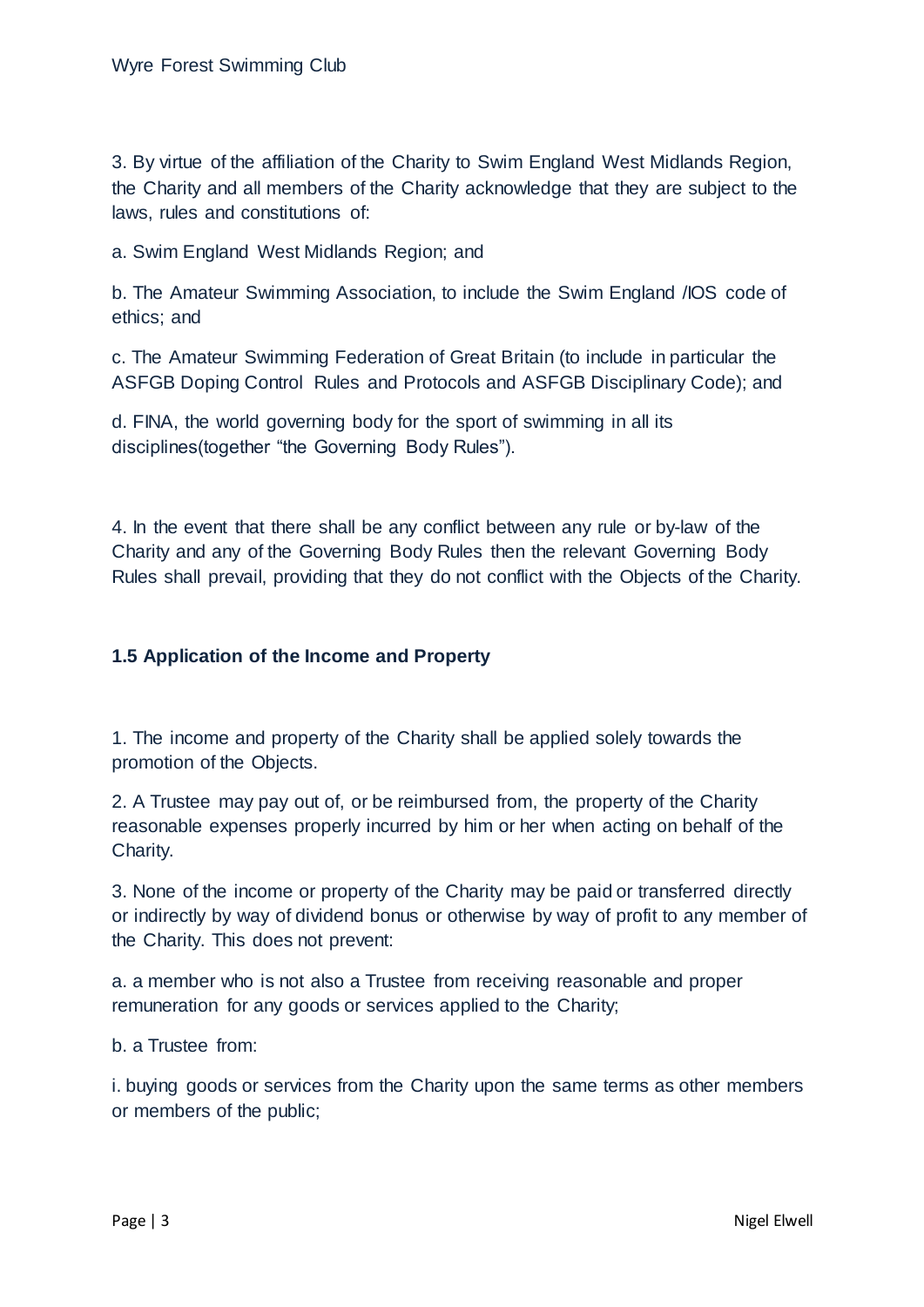3. By virtue of the affiliation of the Charity to Swim England West Midlands Region, the Charity and all members of the Charity acknowledge that they are subject to the laws, rules and constitutions of:

a. Swim England West Midlands Region; and

b. The Amateur Swimming Association, to include the Swim England /IOS code of ethics; and

c. The Amateur Swimming Federation of Great Britain (to include in particular the ASFGB Doping Control Rules and Protocols and ASFGB Disciplinary Code); and

d. FINA, the world governing body for the sport of swimming in all its disciplines(together "the Governing Body Rules").

4. In the event that there shall be any conflict between any rule or by-law of the Charity and any of the Governing Body Rules then the relevant Governing Body Rules shall prevail, providing that they do not conflict with the Objects of the Charity.

### 1.5 Application of the Income and Property

1. The income and property of the Charity shall be applied solely towards the promotion of the Objects.

2. A Trustee may pay out of, or be reimbursed from, the property of the Charity reasonable expenses properly incurred by him or her when acting on behalf of the Charity.

3. None of the income or property of the Charity may be paid or transferred directly or indirectly by way of dividend bonus or otherwise by way of profit to any member of the Charity. This does not prevent:

a. a member who is not also a Trustee from receiving reasonable and proper remuneration for any goods or services applied to the Charity;

b. a Trustee from:

i. buying goods or services from the Charity upon the same terms as other members or members of the public;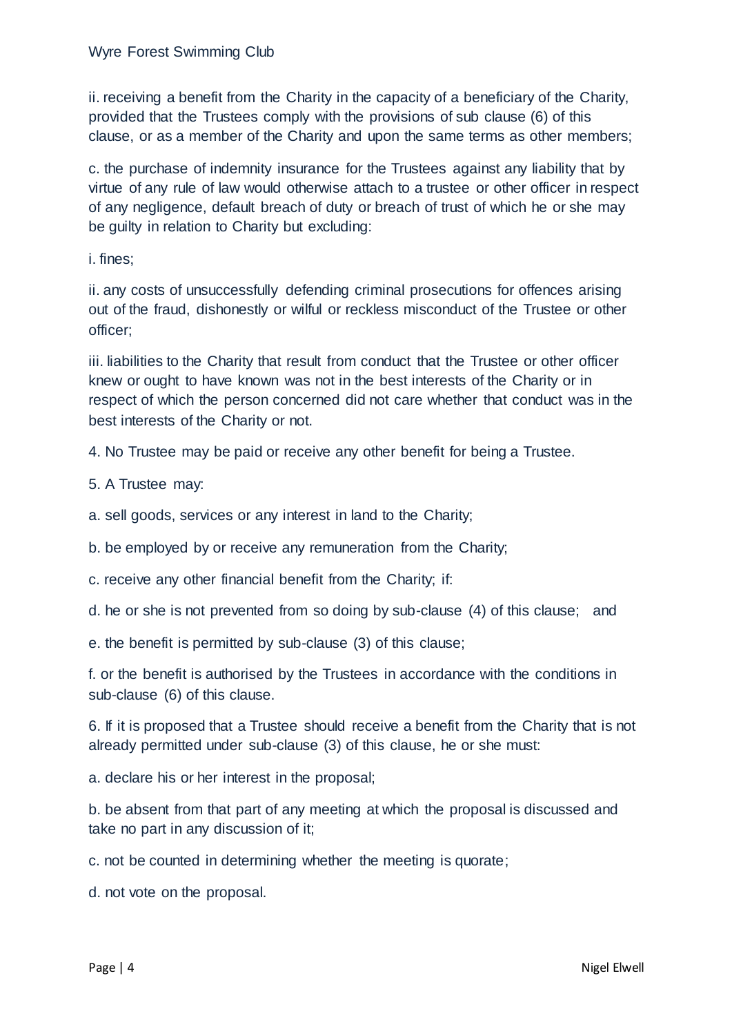ii. receiving a benefit from the Charity in the capacity of a beneficiary of the Charity, provided that the Trustees comply with the provisions of sub clause (6) of this clause, or as a member of the Charity and upon the same terms as other members;

c. the purchase of indemnity insurance for the Trustees against any liability that by virtue of any rule of law would otherwise attach to a trustee or other officer in respect of any negligence, default breach of duty or breach of trust of which he or she may be guilty in relation to Charity but excluding:

i. fines;

ii. any costs of unsuccessfully defending criminal prosecutions for offences arising out of the fraud, dishonestly or wilful or reckless misconduct of the Trustee or other officer;

iii. liabilities to the Charity that result from conduct that the Trustee or other officer knew or ought to have known was not in the best interests of the Charity or in respect of which the person concerned did not care whether that conduct was in the best interests of the Charity or not.

4. No Trustee may be paid or receive any other benefit for being a Trustee.

5. A Trustee may:

a. sell goods, services or any interest in land to the Charity;

b. be employed by or receive any remuneration from the Charity;

c. receive any other financial benefit from the Charity; if:

d. he or she is not prevented from so doing by sub-clause (4) of this clause; and

e. the benefit is permitted by sub-clause (3) of this clause;

f. or the benefit is authorised by the Trustees in accordance with the conditions in sub-clause (6) of this clause.

6. If it is proposed that a Trustee should receive a benefit from the Charity that is not already permitted under sub-clause (3) of this clause, he or she must:

a. declare his or her interest in the proposal;

b. be absent from that part of any meeting at which the proposal is discussed and take no part in any discussion of it;

c. not be counted in determining whether the meeting is quorate;

d. not vote on the proposal.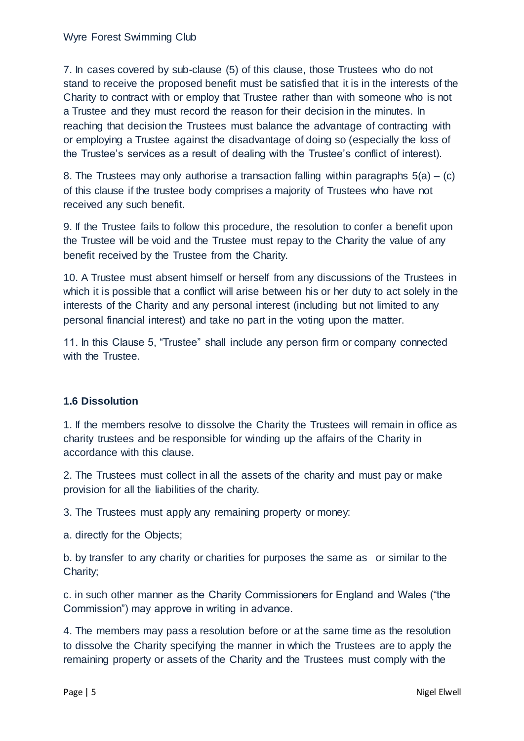7. In cases covered by sub-clause (5) of this clause, those Trustees who do not stand to receive the proposed benefit must be satisfied that it is in the interests of the Charity to contract with or employ that Trustee rather than with someone who is not a Trustee and they must record the reason for their decision in the minutes. In reaching that decision the Trustees must balance the advantage of contracting with or employing a Trustee against the disadvantage of doing so (especially the loss of the Trustee's services as a result of dealing with the Trustee's conflict of interest).

8. The Trustees may only authorise a transaction falling within paragraphs 5(a) – (c) of this clause if the trustee body comprises a majority of Trustees who have not received any such benefit.

9. If the Trustee fails to follow this procedure, the resolution to confer a benefit upon the Trustee will be void and the Trustee must repay to the Charity the value of any benefit received by the Trustee from the Charity.

10. A Trustee must absent himself or herself from any discussions of the Trustees in which it is possible that a conflict will arise between his or her duty to act solely in the interests of the Charity and any personal interest (including but not limited to any personal financial interest) and take no part in the voting upon the matter.

11. In this Clause 5, "Trustee" shall include any person firm or company connected with the Trustee.

### 1.6 Dissolution

1. If the members resolve to dissolve the Charity the Trustees will remain in office as charity trustees and be responsible for winding up the affairs of the Charity in accordance with this clause.

2. The Trustees must collect in all the assets of the charity and must pay or make provision for all the liabilities of the charity.

3. The Trustees must apply any remaining property or money:

a. directly for the Objects;

b. by transfer to any charity or charities for purposes the same as or similar to the Charity;

c. in such other manner as the Charity Commissioners for England and Wales ("the Commission") may approve in writing in advance.

4. The members may pass a resolution before or at the same time as the resolution to dissolve the Charity specifying the manner in which the Trustees are to apply the remaining property or assets of the Charity and the Trustees must comply with the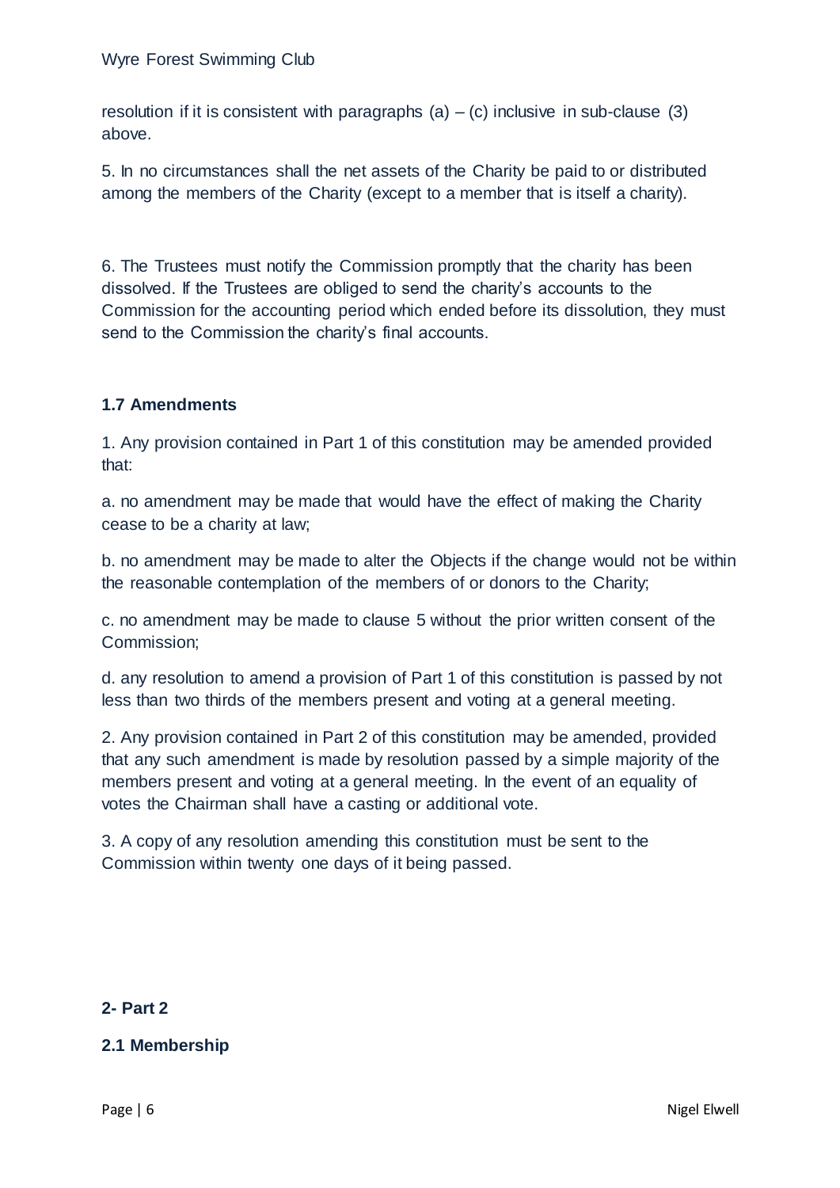resolution if it is consistent with paragraphs (a) – (c) inclusive in sub-clause (3) above.

5. In no circumstances shall the net assets of the Charity be paid to or distributed among the members of the Charity (except to a member that is itself a charity).

6. The Trustees must notify the Commission promptly that the charity has been dissolved. If the Trustees are obliged to send the charity's accounts to the Commission for the accounting period which ended before its dissolution, they must send to the Commission the charity's final accounts.

### 1.7 Amendments

1. Any provision contained in Part 1 of this constitution may be amended provided that:

a. no amendment may be made that would have the effect of making the Charity cease to be a charity at law;

b. no amendment may be made to alter the Objects if the change would not be within the reasonable contemplation of the members of or donors to the Charity;

c. no amendment may be made to clause 5 without the prior written consent of the Commission;

d. any resolution to amend a provision of Part 1 of this constitution is passed by not less than two thirds of the members present and voting at a general meeting.

2. Any provision contained in Part 2 of this constitution may be amended, provided that any such amendment is made by resolution passed by a simple majority of the members present and voting at a general meeting. In the event of an equality of votes the Chairman shall have a casting or additional vote.

3. A copy of any resolution amending this constitution must be sent to the Commission within twenty one days of it being passed.

## 2- Part 2

### 2.1 Membership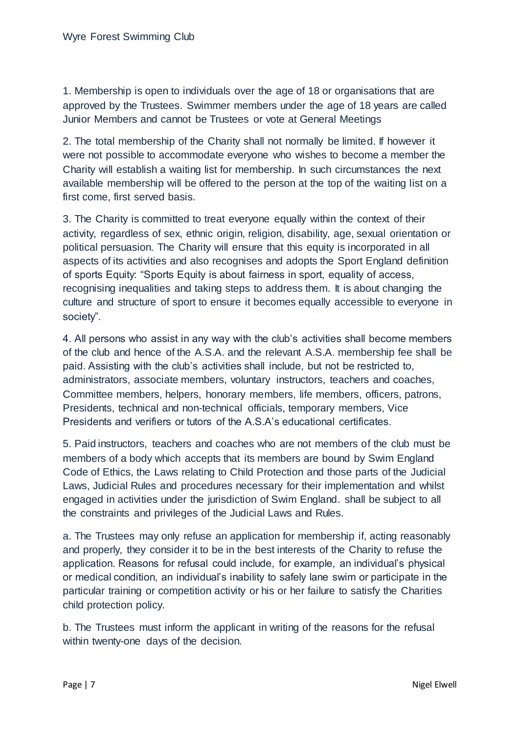1. Membership is open to individuals over the age of 18 or organisations that are approved by the Trustees. Swimmer members under the age of 18 years are called Junior Members and cannot be Trustees or vote at General Meetings

2. The total membership of the Charity shall not normally be limited. If however it were not possible to accommodate everyone who wishes to become a member the Charity will establish a waiting list for membership. In such circumstances the next available membership will be offered to the person at the top of the waiting list on a first come, first served basis.

3. The Charity is committed to treat everyone equally within the context of their activity, regardless of sex, ethnic origin, religion, disability, age, sexual orientation or political persuasion. The Charity will ensure that this equity is incorporated in all aspects of its activities and also recognises and adopts the Sport England definition of sports Equity: "Sports Equity is about fairness in sport, equality of access, recognising inequalities and taking steps to address them. It is about changing the culture and structure of sport to ensure it becomes equally accessible to everyone in society".

4. All persons who assist in any way with the club's activities shall become members of the club and hence of the A.S.A. and the relevant A.S.A. membership fee shall be paid. Assisting with the club's activities shall include, but not be restricted to, administrators, associate members, voluntary instructors, teachers and coaches, Committee members, helpers, honorary members, life members, officers, patrons, Presidents, technical and non-technical officials, temporary members, Vice Presidents and verifiers or tutors of the A.S.A's educational certificates.

5. Paid instructors, teachers and coaches who are not members of the club must be members of a body which accepts that its members are bound by Swim England Code of Ethics, the Laws relating to Child Protection and those parts of the Judicial Laws, Judicial Rules and procedures necessary for their implementation and whilst engaged in activities under the jurisdiction of Swim England. shall be subject to all the constraints and privileges of the Judicial Laws and Rules.

a. The Trustees may only refuse an application for membership if, acting reasonably and properly, they consider it to be in the best interests of the Charity to refuse the application. Reasons for refusal could include, for example, an individual's physical or medical condition, an individual's inability to safely lane swim or participate in the particular training or competition activity or his or her failure to satisfy the Charities child protection policy.

b. The Trustees must inform the applicant in writing of the reasons for the refusal within twenty-one days of the decision.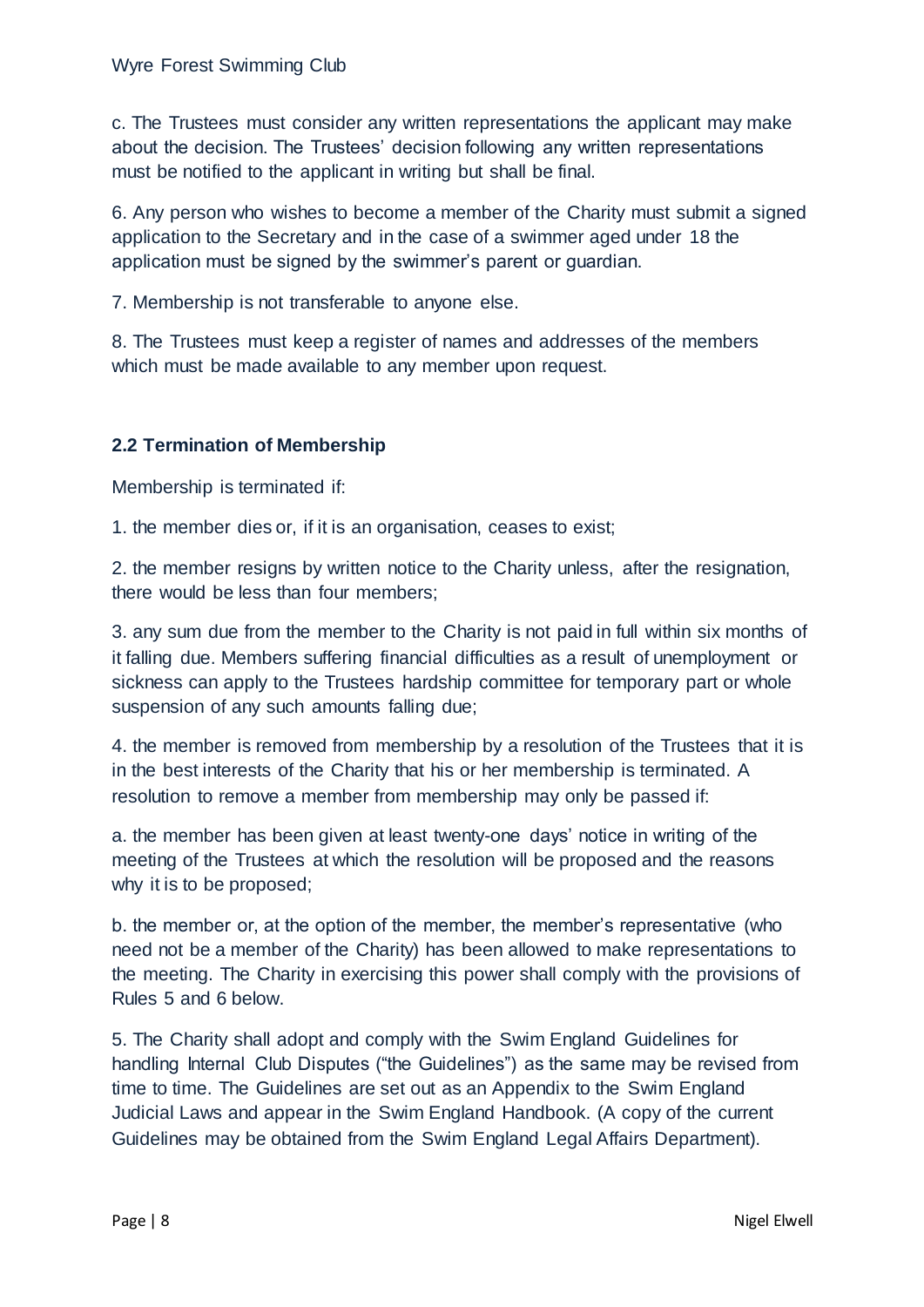c. The Trustees must consider any written representations the applicant may make about the decision. The Trustees' decision following any written representations must be notified to the applicant in writing but shall be final.

6. Any person who wishes to become a member of the Charity must submit a signed application to the Secretary and in the case of a swimmer aged under 18 the application must be signed by the swimmer's parent or guardian.

7. Membership is not transferable to anyone else.

8. The Trustees must keep a register of names and addresses of the members which must be made available to any member upon request.

### 2.2 Termination of Membership

Membership is terminated if:

1. the member dies or, if it is an organisation, ceases to exist;

2. the member resigns by written notice to the Charity unless, after the resignation, there would be less than four members;

3. any sum due from the member to the Charity is not paid in full within six months of it falling due. Members suffering financial difficulties as a result of unemployment or sickness can apply to the Trustees hardship committee for temporary part or whole suspension of any such amounts falling due;

4. the member is removed from membership by a resolution of the Trustees that it is in the best interests of the Charity that his or her membership is terminated. A resolution to remove a member from membership may only be passed if:

a. the member has been given at least twenty-one days' notice in writing of the meeting of the Trustees at which the resolution will be proposed and the reasons why it is to be proposed;

b. the member or, at the option of the member, the member's representative (who need not be a member of the Charity) has been allowed to make representations to the meeting. The Charity in exercising this power shall comply with the provisions of Rules 5 and 6 below.

5. The Charity shall adopt and comply with the Swim England Guidelines for handling Internal Club Disputes ("the Guidelines") as the same may be revised from time to time. The Guidelines are set out as an Appendix to the Swim England Judicial Laws and appear in the Swim England Handbook. (A copy of the current Guidelines may be obtained from the Swim England Legal Affairs Department).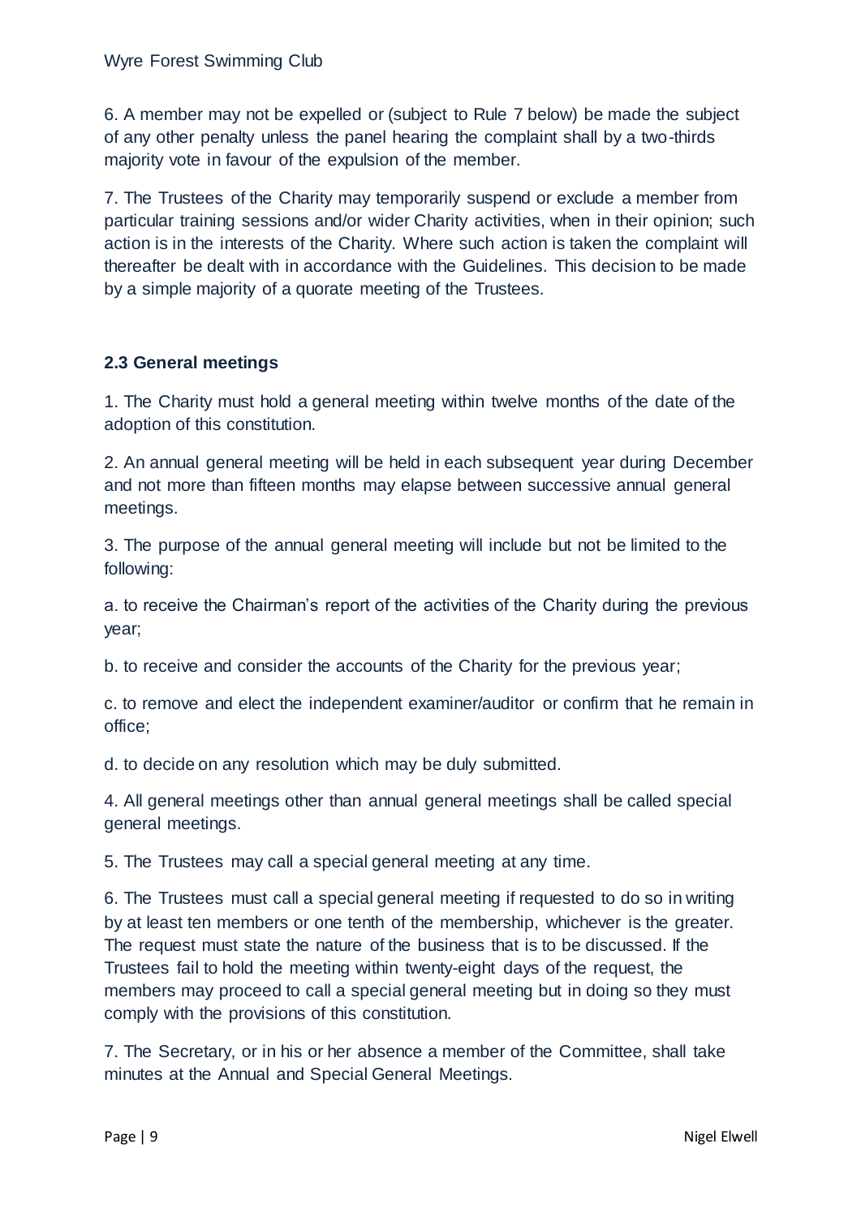6. A member may not be expelled or (subject to Rule 7 below) be made the subject of any other penalty unless the panel hearing the complaint shall by a two-thirds majority vote in favour of the expulsion of the member.

7. The Trustees of the Charity may temporarily suspend or exclude a member from particular training sessions and/or wider Charity activities, when in their opinion; such action is in the interests of the Charity. Where such action is taken the complaint will thereafter be dealt with in accordance with the Guidelines. This decision to be made by a simple majority of a quorate meeting of the Trustees.

### 2.3 General meetings

1. The Charity must hold a general meeting within twelve months of the date of the adoption of this constitution.

2. An annual general meeting will be held in each subsequent year during December and not more than fifteen months may elapse between successive annual general meetings.

3. The purpose of the annual general meeting will include but not be limited to the following:

a. to receive the Chairman's report of the activities of the Charity during the previous year;

b. to receive and consider the accounts of the Charity for the previous year;

c. to remove and elect the independent examiner/auditor or confirm that he remain in office;

d. to decide on any resolution which may be duly submitted.

4. All general meetings other than annual general meetings shall be called special general meetings.

5. The Trustees may call a special general meeting at any time.

6. The Trustees must call a special general meeting if requested to do so in writing by at least ten members or one tenth of the membership, whichever is the greater. The request must state the nature of the business that is to be discussed. If the Trustees fail to hold the meeting within twenty-eight days of the request, the members may proceed to call a special general meeting but in doing so they must comply with the provisions of this constitution.

7. The Secretary, or in his or her absence a member of the Committee, shall take minutes at the Annual and Special General Meetings.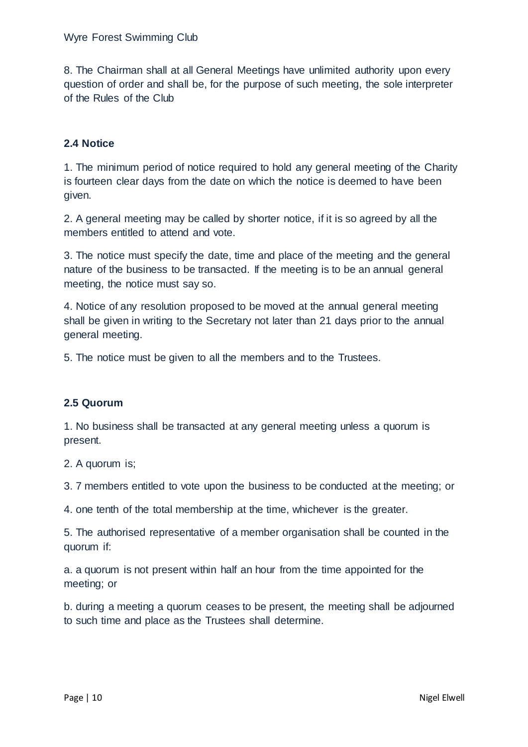8. The Chairman shall at all General Meetings have unlimited authority upon every question of order and shall be, for the purpose of such meeting, the sole interpreter of the Rules of the Club

### 2.4 Notice

1. The minimum period of notice required to hold any general meeting of the Charity is fourteen clear days from the date on which the notice is deemed to have been given.

2. A general meeting may be called by shorter notice, if it is so agreed by all the members entitled to attend and vote.

3. The notice must specify the date, time and place of the meeting and the general nature of the business to be transacted. If the meeting is to be an annual general meeting, the notice must say so.

4. Notice of any resolution proposed to be moved at the annual general meeting shall be given in writing to the Secretary not later than 21 days prior to the annual general meeting.

5. The notice must be given to all the members and to the Trustees.

### 2.5 Quorum

1. No business shall be transacted at any general meeting unless a quorum is present.

2. A quorum is;

3. 7 members entitled to vote upon the business to be conducted at the meeting; or

4. one tenth of the total membership at the time, whichever is the greater.

5. The authorised representative of a member organisation shall be counted in the quorum if:

a. a quorum is not present within half an hour from the time appointed for the meeting; or

b. during a meeting a quorum ceases to be present, the meeting shall be adjourned to such time and place as the Trustees shall determine.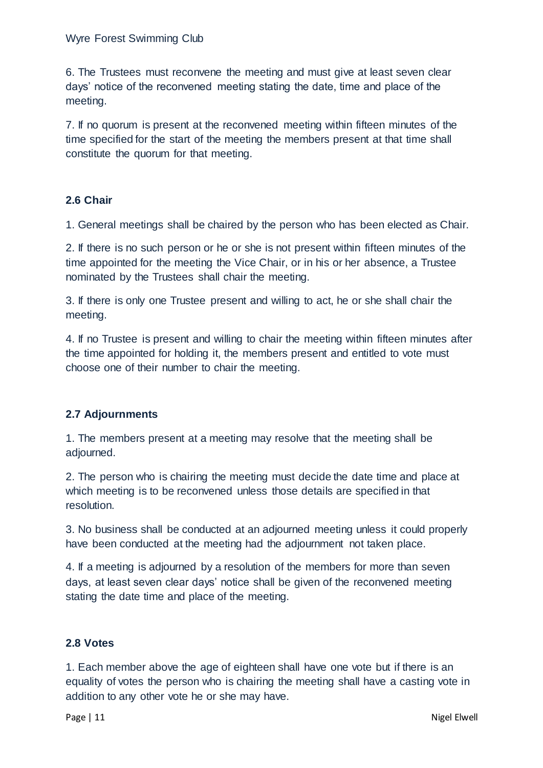6. The Trustees must reconvene the meeting and must give at least seven clear days' notice of the reconvened meeting stating the date, time and place of the meeting.

7. If no quorum is present at the reconvened meeting within fifteen minutes of the time specified for the start of the meeting the members present at that time shall constitute the quorum for that meeting.

### 2.6 Chair

1. General meetings shall be chaired by the person who has been elected as Chair.

2. If there is no such person or he or she is not present within fifteen minutes of the time appointed for the meeting the Vice Chair, or in his or her absence, a Trustee nominated by the Trustees shall chair the meeting.

3. If there is only one Trustee present and willing to act, he or she shall chair the meeting.

4. If no Trustee is present and willing to chair the meeting within fifteen minutes after the time appointed for holding it, the members present and entitled to vote must choose one of their number to chair the meeting.

### 2.7 Adjournments

1. The members present at a meeting may resolve that the meeting shall be adjourned.

2. The person who is chairing the meeting must decide the date time and place at which meeting is to be reconvened unless those details are specified in that resolution.

3. No business shall be conducted at an adjourned meeting unless it could properly have been conducted at the meeting had the adjournment not taken place.

4. If a meeting is adjourned by a resolution of the members for more than seven days, at least seven clear days' notice shall be given of the reconvened meeting stating the date time and place of the meeting.

### 2.8 Votes

1. Each member above the age of eighteen shall have one vote but if there is an equality of votes the person who is chairing the meeting shall have a casting vote in addition to any other vote he or she may have.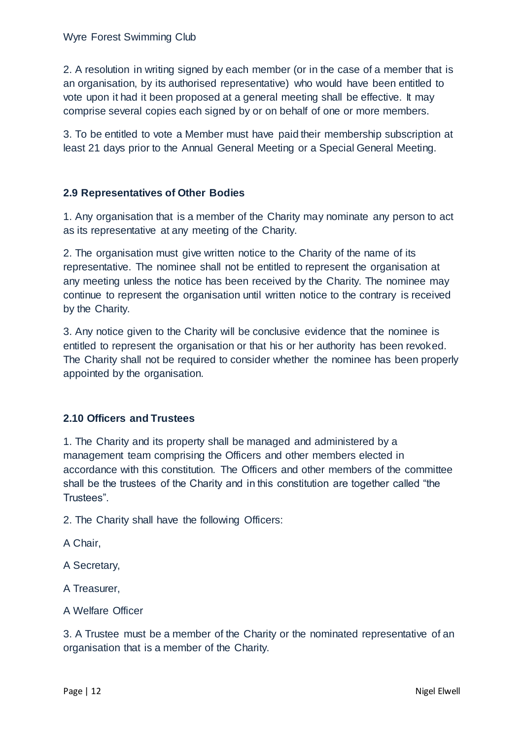2. A resolution in writing signed by each member (or in the case of a member that is an organisation, by its authorised representative) who would have been entitled to vote upon it had it been proposed at a general meeting shall be effective. It may comprise several copies each signed by or on behalf of one or more members.

3. To be entitled to vote a Member must have paid their membership subscription at least 21 days prior to the Annual General Meeting or a Special General Meeting.

### 2.9 Representatives of Other Bodies

1. Any organisation that is a member of the Charity may nominate any person to act as its representative at any meeting of the Charity.

2. The organisation must give written notice to the Charity of the name of its representative. The nominee shall not be entitled to represent the organisation at any meeting unless the notice has been received by the Charity. The nominee may continue to represent the organisation until written notice to the contrary is received by the Charity.

3. Any notice given to the Charity will be conclusive evidence that the nominee is entitled to represent the organisation or that his or her authority has been revoked. The Charity shall not be required to consider whether the nominee has been properly appointed by the organisation.

### 2.10 Officers and Trustees

1. The Charity and its property shall be managed and administered by a management team comprising the Officers and other members elected in accordance with this constitution. The Officers and other members of the committee shall be the trustees of the Charity and in this constitution are together called "the Trustees".

2. The Charity shall have the following Officers:

A Chair,

A Secretary,

A Treasurer,

A Welfare Officer

3. A Trustee must be a member of the Charity or the nominated representative of an organisation that is a member of the Charity.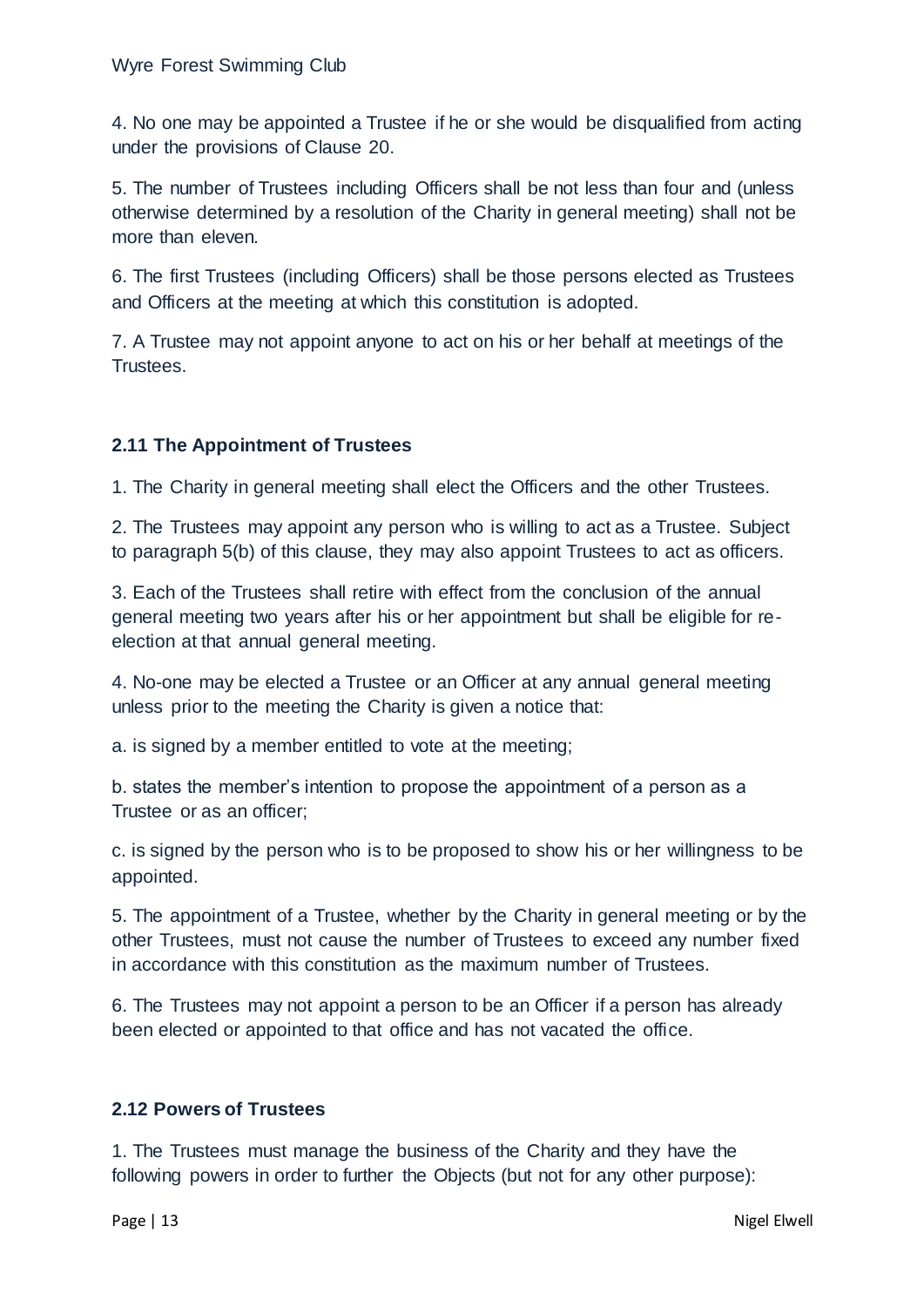4. No one may be appointed a Trustee if he or she would be disqualified from acting under the provisions of Clause 20.

5. The number of Trustees including Officers shall be not less than four and (unless otherwise determined by a resolution of the Charity in general meeting) shall not be more than eleven.

6. The first Trustees (including Officers) shall be those persons elected as Trustees and Officers at the meeting at which this constitution is adopted.

7. A Trustee may not appoint anyone to act on his or her behalf at meetings of the Trustees.

### 2.11 The Appointment of Trustees

1. The Charity in general meeting shall elect the Officers and the other Trustees.

2. The Trustees may appoint any person who is willing to act as a Trustee. Subject to paragraph 5(b) of this clause, they may also appoint Trustees to act as officers.

3. Each of the Trustees shall retire with effect from the conclusion of the annual general meeting two years after his or her appointment but shall be eligible for re-election at that annual general meeting.

4. No-one may be elected a Trustee or an Officer at any annual general meeting unless prior to the meeting the Charity is given a notice that:

a. is signed by a member entitled to vote at the meeting;

b. states the member's intention to propose the appointment of a person as a Trustee or as an officer;

c. is signed by the person who is to be proposed to show his or her willingness to be appointed.

5. The appointment of a Trustee, whether by the Charity in general meeting or by the other Trustees, must not cause the number of Trustees to exceed any number fixed in accordance with this constitution as the maximum number of Trustees.

6. The Trustees may not appoint a person to be an Officer if a person has already been elected or appointed to that office and has not vacated the office.

### 2.12 Powers of Trustees

1. The Trustees must manage the business of the Charity and they have the following powers in order to further the Objects (but not for any other purpose):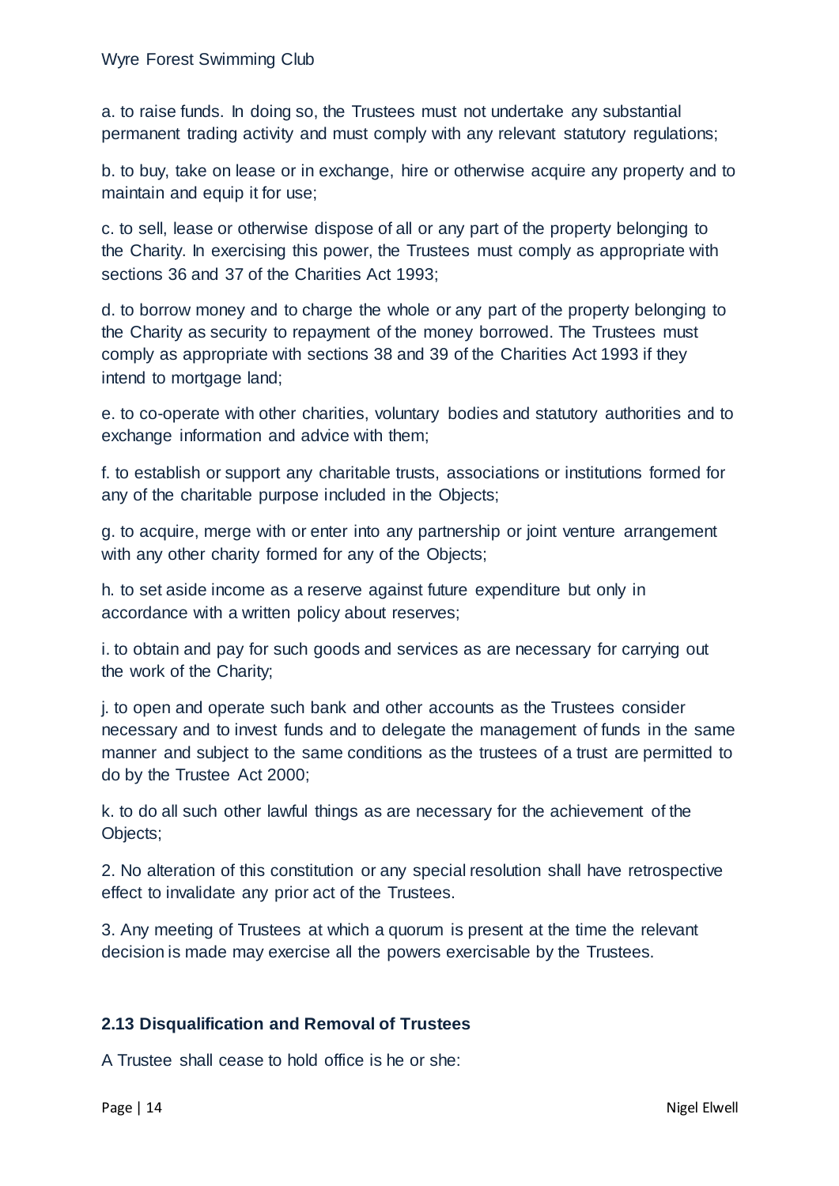a. to raise funds. In doing so, the Trustees must not undertake any substantial permanent trading activity and must comply with any relevant statutory regulations;

b. to buy, take on lease or in exchange, hire or otherwise acquire any property and to maintain and equip it for use;

c. to sell, lease or otherwise dispose of all or any part of the property belonging to the Charity. In exercising this power, the Trustees must comply as appropriate with sections 36 and 37 of the Charities Act 1993;

d. to borrow money and to charge the whole or any part of the property belonging to the Charity as security to repayment of the money borrowed. The Trustees must comply as appropriate with sections 38 and 39 of the Charities Act 1993 if they intend to mortgage land;

e. to co-operate with other charities, voluntary bodies and statutory authorities and to exchange information and advice with them;

f. to establish or support any charitable trusts, associations or institutions formed for any of the charitable purpose included in the Objects;

g. to acquire, merge with or enter into any partnership or joint venture arrangement with any other charity formed for any of the Objects;

h. to set aside income as a reserve against future expenditure but only in accordance with a written policy about reserves;

i. to obtain and pay for such goods and services as are necessary for carrying out the work of the Charity;

j. to open and operate such bank and other accounts as the Trustees consider necessary and to invest funds and to delegate the management of funds in the same manner and subject to the same conditions as the trustees of a trust are permitted to do by the Trustee Act 2000;

k. to do all such other lawful things as are necessary for the achievement of the Objects;

2. No alteration of this constitution or any special resolution shall have retrospective effect to invalidate any prior act of the Trustees.

3. Any meeting of Trustees at which a quorum is present at the time the relevant decision is made may exercise all the powers exercisable by the Trustees.

### 2.13 Disqualification and Removal of Trustees

A Trustee shall cease to hold office is he or she: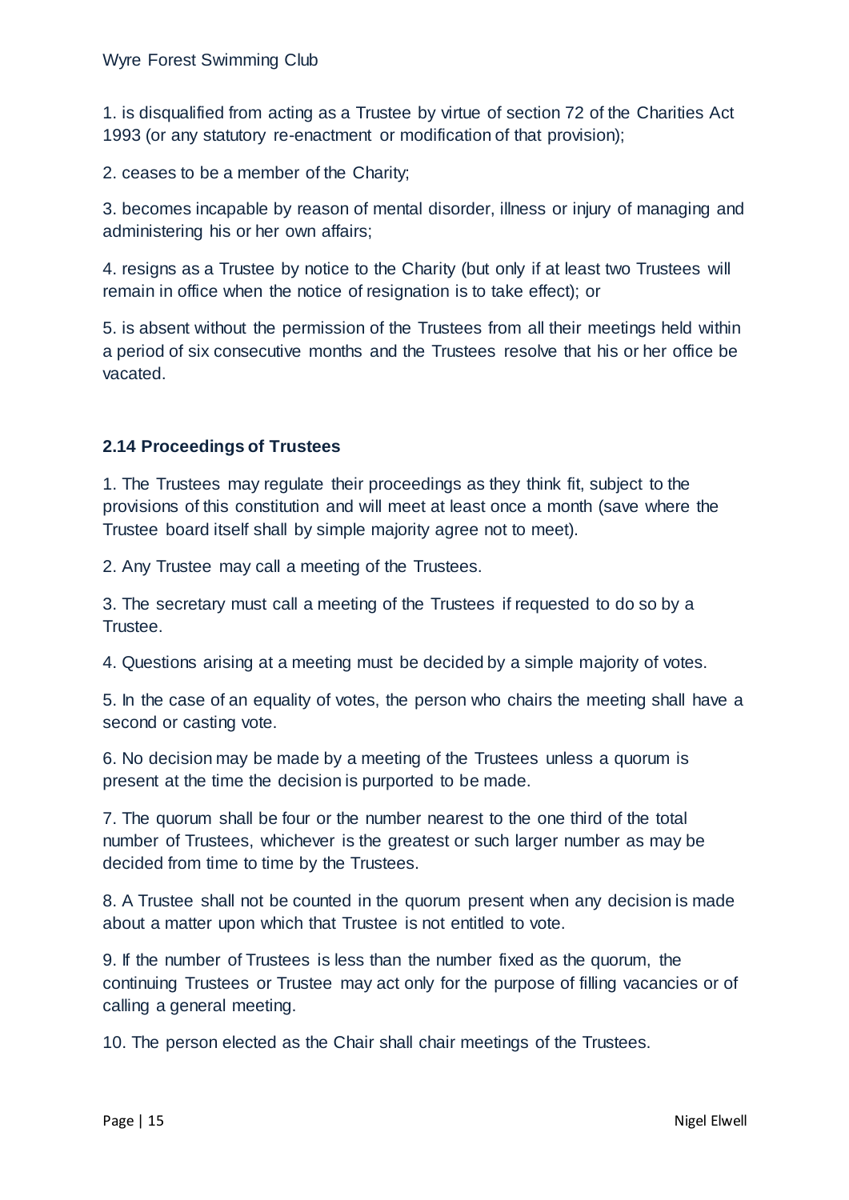1. is disqualified from acting as a Trustee by virtue of section 72 of the Charities Act 1993 (or any statutory re-enactment or modification of that provision);

2. ceases to be a member of the Charity;

3. becomes incapable by reason of mental disorder, illness or injury of managing and administering his or her own affairs;

4. resigns as a Trustee by notice to the Charity (but only if at least two Trustees will remain in office when the notice of resignation is to take effect); or

5. is absent without the permission of the Trustees from all their meetings held within a period of six consecutive months and the Trustees resolve that his or her office be vacated.

### 2.14 Proceedings of Trustees

1. The Trustees may regulate their proceedings as they think fit, subject to the provisions of this constitution and will meet at least once a month (save where the Trustee board itself shall by simple majority agree not to meet).

2. Any Trustee may call a meeting of the Trustees.

3. The secretary must call a meeting of the Trustees if requested to do so by a Trustee.

4. Questions arising at a meeting must be decided by a simple majority of votes.

5. In the case of an equality of votes, the person who chairs the meeting shall have a second or casting vote.

6. No decision may be made by a meeting of the Trustees unless a quorum is present at the time the decision is purported to be made.

7. The quorum shall be four or the number nearest to the one third of the total number of Trustees, whichever is the greatest or such larger number as may be decided from time to time by the Trustees.

8. A Trustee shall not be counted in the quorum present when any decision is made about a matter upon which that Trustee is not entitled to vote.

9. If the number of Trustees is less than the number fixed as the quorum, the continuing Trustees or Trustee may act only for the purpose of filling vacancies or of calling a general meeting.

10. The person elected as the Chair shall chair meetings of the Trustees.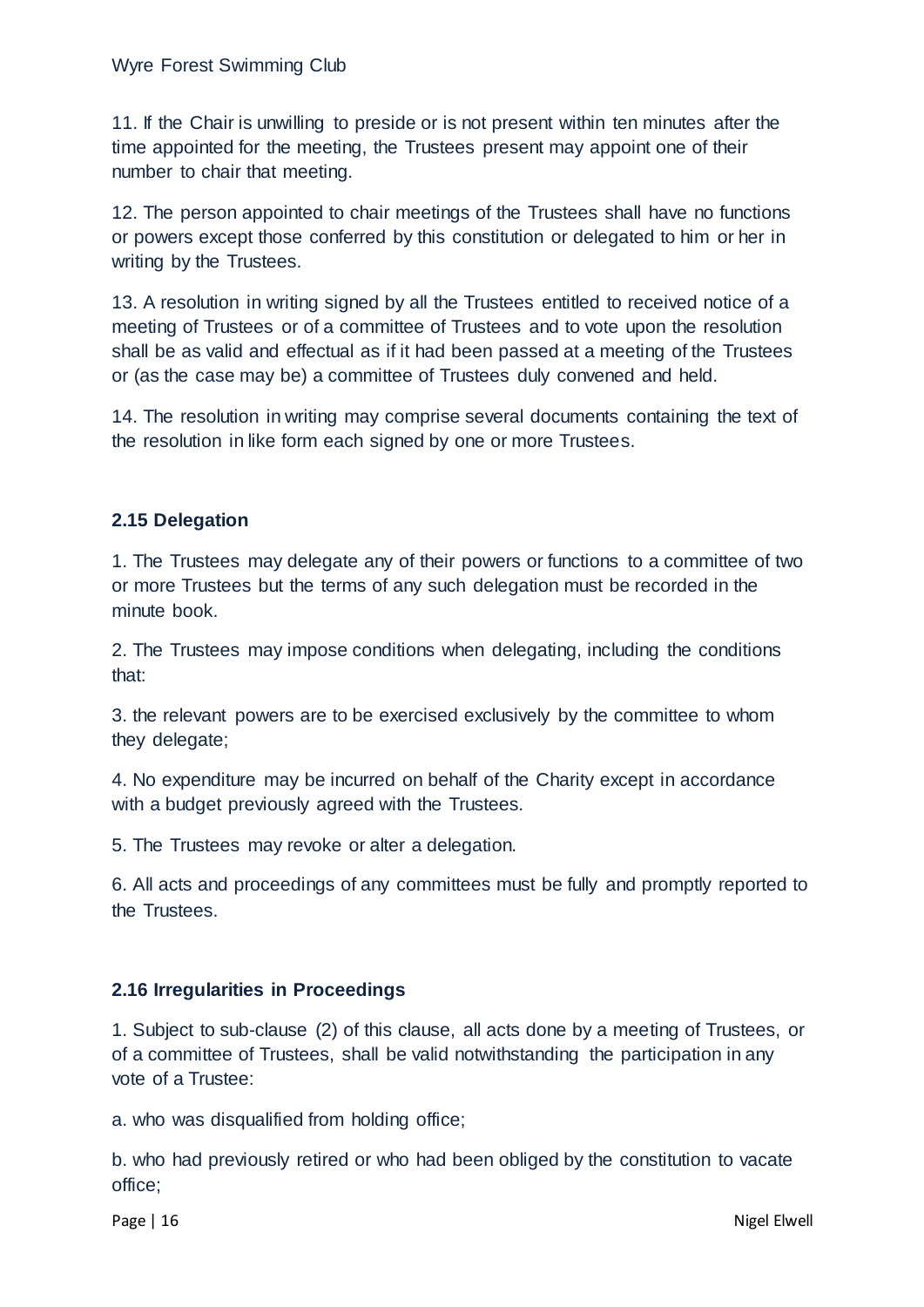11. If the Chair is unwilling to preside or is not present within ten minutes after the time appointed for the meeting, the Trustees present may appoint one of their number to chair that meeting.

12. The person appointed to chair meetings of the Trustees shall have no functions or powers except those conferred by this constitution or delegated to him or her in writing by the Trustees.

13. A resolution in writing signed by all the Trustees entitled to received notice of a meeting of Trustees or of a committee of Trustees and to vote upon the resolution shall be as valid and effectual as if it had been passed at a meeting of the Trustees or (as the case may be) a committee of Trustees duly convened and held.

14. The resolution in writing may comprise several documents containing the text of the resolution in like form each signed by one or more Trustees.

### 2.15 Delegation

1. The Trustees may delegate any of their powers or functions to a committee of two or more Trustees but the terms of any such delegation must be recorded in the minute book.

2. The Trustees may impose conditions when delegating, including the conditions that:

3. the relevant powers are to be exercised exclusively by the committee to whom they delegate;

4. No expenditure may be incurred on behalf of the Charity except in accordance with a budget previously agreed with the Trustees.

5. The Trustees may revoke or alter a delegation.

6. All acts and proceedings of any committees must be fully and promptly reported to the Trustees.

### 2.16 Irregularities in Proceedings

1. Subject to sub-clause (2) of this clause, all acts done by a meeting of Trustees, or of a committee of Trustees, shall be valid notwithstanding the participation in any vote of a Trustee:

a. who was disqualified from holding office;

b. who had previously retired or who had been obliged by the constitution to vacate office;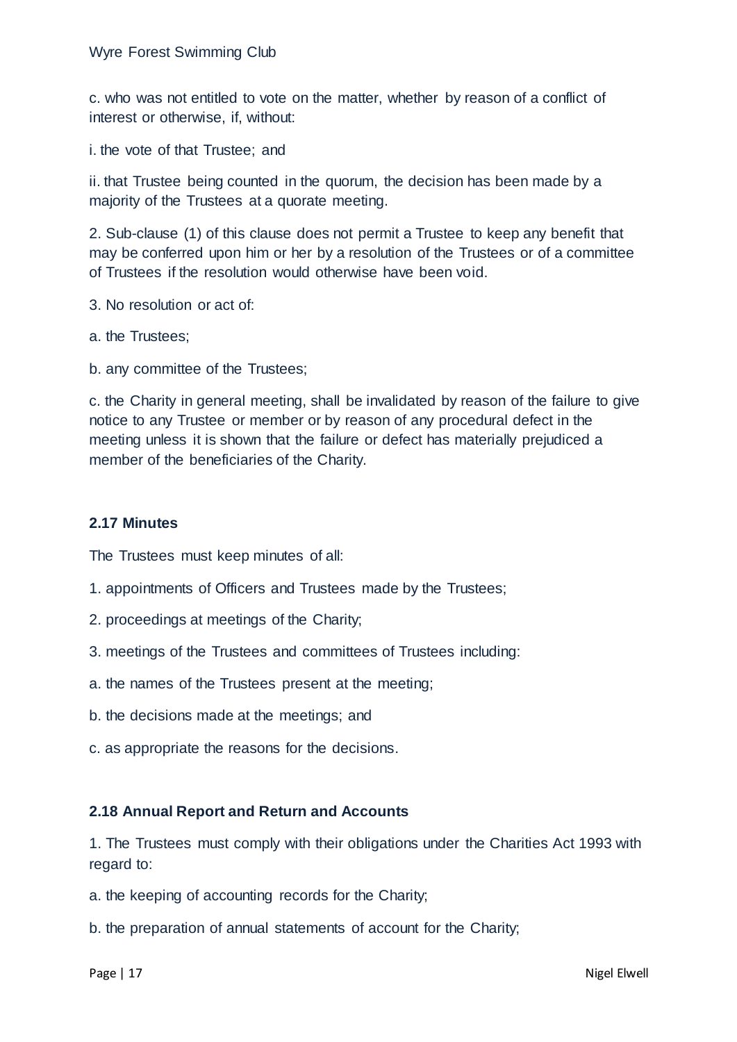c. who was not entitled to vote on the matter, whether by reason of a conflict of interest or otherwise, if, without:

i. the vote of that Trustee; and

ii. that Trustee being counted in the quorum, the decision has been made by a majority of the Trustees at a quorate meeting.

2. Sub-clause (1) of this clause does not permit a Trustee to keep any benefit that may be conferred upon him or her by a resolution of the Trustees or of a committee of Trustees if the resolution would otherwise have been void.

3. No resolution or act of:

a. the Trustees;

b. any committee of the Trustees;

c. the Charity in general meeting, shall be invalidated by reason of the failure to give notice to any Trustee or member or by reason of any procedural defect in the meeting unless it is shown that the failure or defect has materially prejudiced a member of the beneficiaries of the Charity.

### 2.17 Minutes

The Trustees must keep minutes of all:

1. appointments of Officers and Trustees made by the Trustees;

2. proceedings at meetings of the Charity;

3. meetings of the Trustees and committees of Trustees including:

a. the names of the Trustees present at the meeting;

b. the decisions made at the meetings; and

c. as appropriate the reasons for the decisions.

### 2.18 Annual Report and Return and Accounts

1. The Trustees must comply with their obligations under the Charities Act 1993 with regard to:

a. the keeping of accounting records for the Charity;

b. the preparation of annual statements of account for the Charity;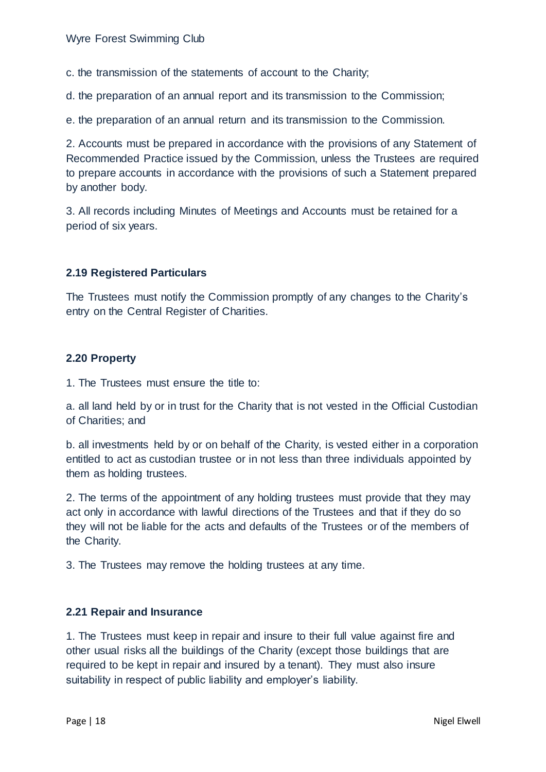c. the transmission of the statements of account to the Charity;

d. the preparation of an annual report and its transmission to the Commission;

e. the preparation of an annual return and its transmission to the Commission.

2. Accounts must be prepared in accordance with the provisions of any Statement of Recommended Practice issued by the Commission, unless the Trustees are required to prepare accounts in accordance with the provisions of such a Statement prepared by another body.

3. All records including Minutes of Meetings and Accounts must be retained for a period of six years.

### 2.19 Registered Particulars

The Trustees must notify the Commission promptly of any changes to the Charity's entry on the Central Register of Charities.

### 2.20 Property

1. The Trustees must ensure the title to:

a. all land held by or in trust for the Charity that is not vested in the Official Custodian of Charities; and

b. all investments held by or on behalf of the Charity, is vested either in a corporation entitled to act as custodian trustee or in not less than three individuals appointed by them as holding trustees.

2. The terms of the appointment of any holding trustees must provide that they may act only in accordance with lawful directions of the Trustees and that if they do so they will not be liable for the acts and defaults of the Trustees or of the members of the Charity.

3. The Trustees may remove the holding trustees at any time.

### 2.21 Repair and Insurance

1. The Trustees must keep in repair and insure to their full value against fire and other usual risks all the buildings of the Charity (except those buildings that are required to be kept in repair and insured by a tenant). They must also insure suitability in respect of public liability and employer's liability.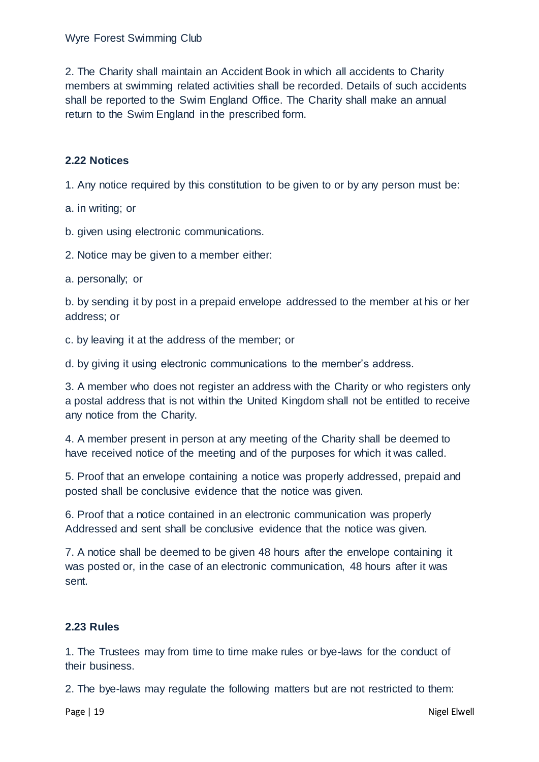2. The Charity shall maintain an Accident Book in which all accidents to Charity members at swimming related activities shall be recorded. Details of such accidents shall be reported to the Swim England Office. The Charity shall make an annual return to the Swim England in the prescribed form.

### 2.22 Notices

1. Any notice required by this constitution to be given to or by any person must be:

a. in writing; or

b. given using electronic communications.

2. Notice may be given to a member either:

a. personally; or

b. by sending it by post in a prepaid envelope addressed to the member at his or her address; or

c. by leaving it at the address of the member; or

d. by giving it using electronic communications to the member's address.

3. A member who does not register an address with the Charity or who registers only a postal address that is not within the United Kingdom shall not be entitled to receive any notice from the Charity.

4. A member present in person at any meeting of the Charity shall be deemed to have received notice of the meeting and of the purposes for which it was called.

5. Proof that an envelope containing a notice was properly addressed, prepaid and posted shall be conclusive evidence that the notice was given.

6. Proof that a notice contained in an electronic communication was properly Addressed and sent shall be conclusive evidence that the notice was given.

7. A notice shall be deemed to be given 48 hours after the envelope containing it was posted or, in the case of an electronic communication, 48 hours after it was sent.

### 2.23 Rules

1. The Trustees may from time to time make rules or bye-laws for the conduct of their business.

2. The bye-laws may regulate the following matters but are not restricted to them: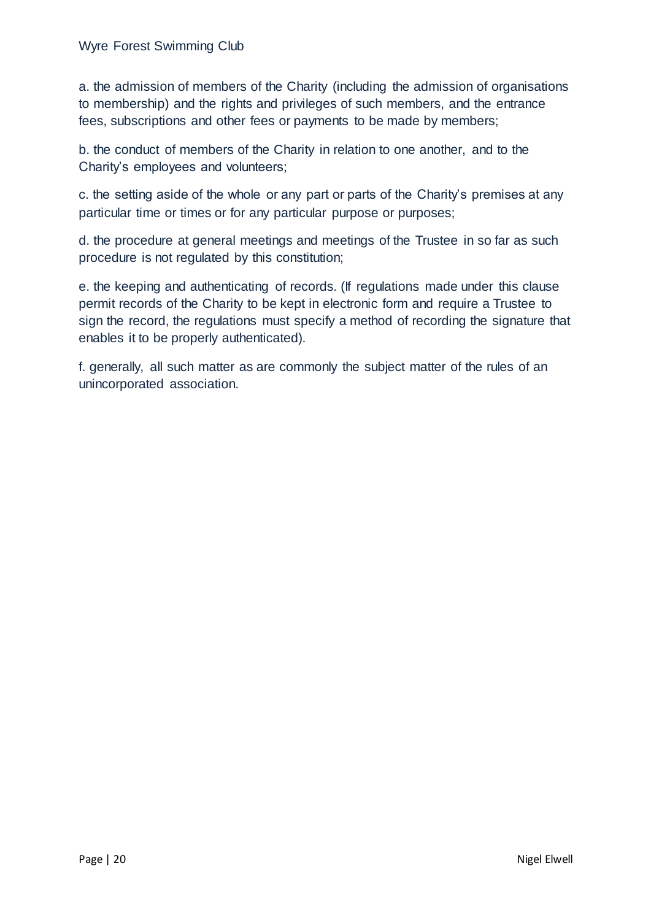a. the admission of members of the Charity (including the admission of organisations to membership) and the rights and privileges of such members, and the entrance fees, subscriptions and other fees or payments to be made by members;

b. the conduct of members of the Charity in relation to one another, and to the Charity's employees and volunteers;

c. the setting aside of the whole or any part or parts of the Charity's premises at any particular time or times or for any particular purpose or purposes;

d. the procedure at general meetings and meetings of the Trustee in so far as such procedure is not regulated by this constitution;

e. the keeping and authenticating of records. (If regulations made under this clause permit records of the Charity to be kept in electronic form and require a Trustee to sign the record, the regulations must specify a method of recording the signature that enables it to be properly authenticated).

f. generally, all such matter as are commonly the subject matter of the rules of an unincorporated association.